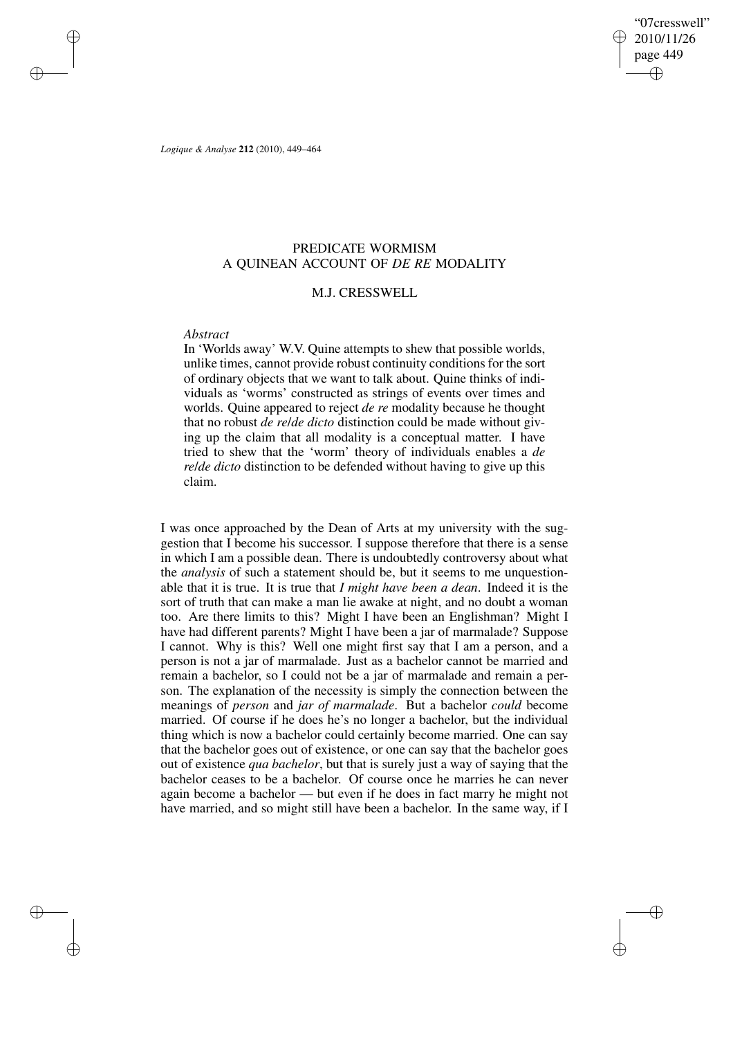# PREDICATE WORMISM
## A QUINEAN ACCOUNT OF *DE RE* MODALITY

### M.J. CRESSWELL

*Abstract*

In 'Worlds away' W.V. Quine attempts to shew that possible worlds, unlike times, cannot provide robust continuity conditions for the sort of ordinary objects that we want to talk about. Quine thinks of individuals as 'worms' constructed as strings of events over times and worlds. Quine appeared to reject *de re* modality because he thought that no robust *de re*/*de dicto* distinction could be made without giving up the claim that all modality is a conceptual matter. I have tried to shew that the 'worm' theory of individuals enables a *de re*/*de dicto* distinction to be defended without having to give up this claim.

I was once approached by the Dean of Arts at my university with the suggestion that I become his successor. I suppose therefore that there is a sense in which I am a possible dean. There is undoubtedly controversy about what the *analysis* of such a statement should be, but it seems to me unquestionable that it is true. It is true that *I might have been a dean*. Indeed it is the sort of truth that can make a man lie awake at night, and no doubt a woman too. Are there limits to this? Might I have been an Englishman? Might I have had different parents? Might I have been a jar of marmalade? Suppose I cannot. Why is this? Well one might first say that I am a person, and a person is not a jar of marmalade. Just as a bachelor cannot be married and remain a bachelor, so I could not be a jar of marmalade and remain a person. The explanation of the necessity is simply the connection between the meanings of *person* and *jar of marmalade*. But a bachelor *could* become married. Of course if he does he's no longer a bachelor, but the individual thing which is now a bachelor could certainly become married. One can say that the bachelor goes out of existence, or one can say that the bachelor goes out of existence *qua bachelor*, but that is surely just a way of saying that the bachelor ceases to be a bachelor. Of course once he marries he can never again become a bachelor — but even if he does in fact marry he might not have married, and so might still have been a bachelor. In the same way, if I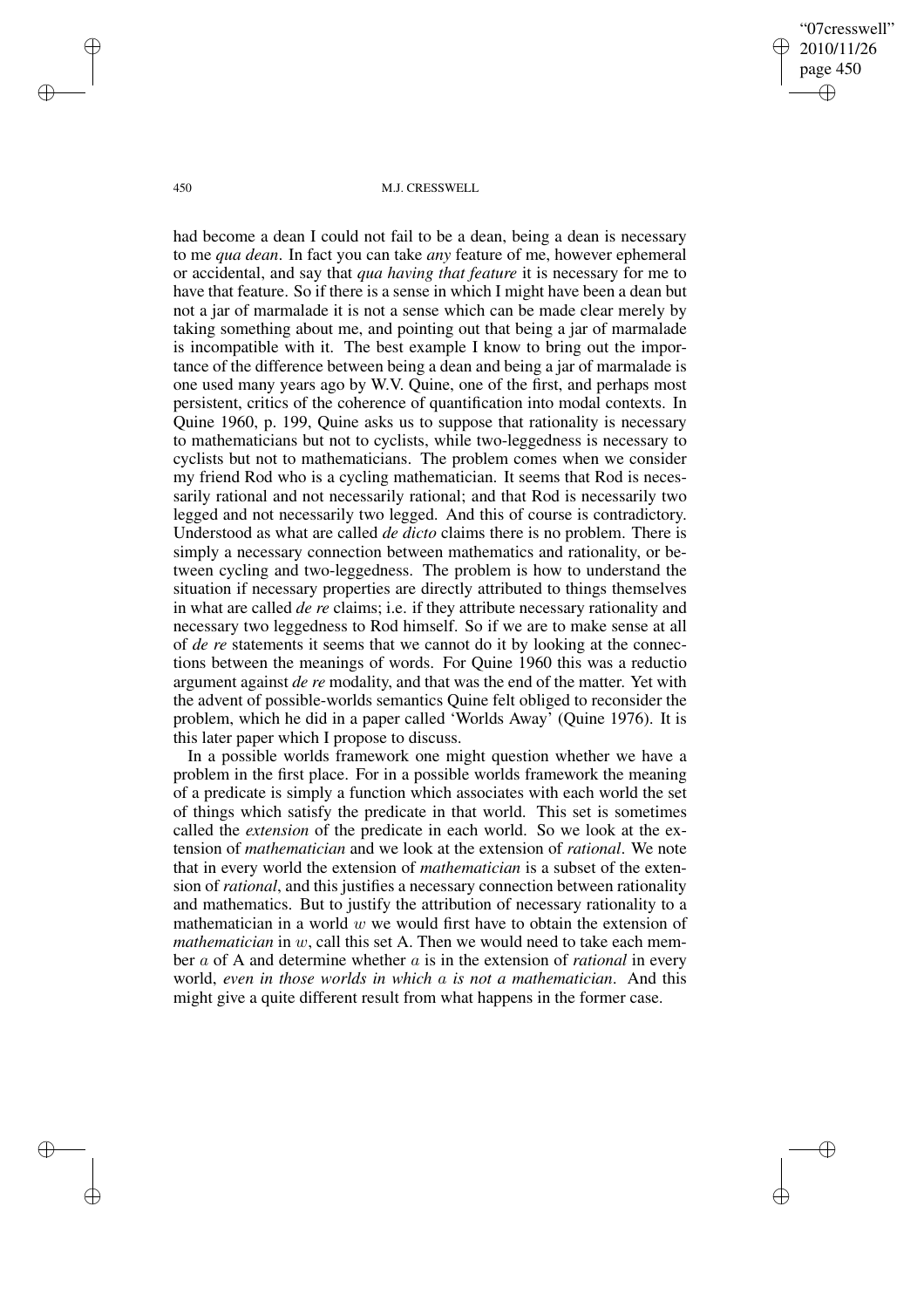had become a dean I could not fail to be a dean, being a dean is necessary to me *qua dean*. In fact you can take *any* feature of me, however ephemeral or accidental, and say that *qua having that feature* it is necessary for me to have that feature. So if there is a sense in which I might have been a dean but not a jar of marmalade it is not a sense which can be made clear merely by taking something about me, and pointing out that being a jar of marmalade is incompatible with it. The best example I know to bring out the importance of the difference between being a dean and being a jar of marmalade is one used many years ago by W.V. Quine, one of the first, and perhaps most persistent, critics of the coherence of quantification into modal contexts. In Quine 1960, p. 199, Quine asks us to suppose that rationality is necessary to mathematicians but not to cyclists, while two-leggedness is necessary to cyclists but not to mathematicians. The problem comes when we consider my friend Rod who is a cycling mathematician. It seems that Rod is necessarily rational and not necessarily rational; and that Rod is necessarily two legged and not necessarily two legged. And this of course is contradictory. Understood as what are called *de dicto* claims there is no problem. There is simply a necessary connection between mathematics and rationality, or between cycling and two-leggedness. The problem is how to understand the situation if necessary properties are directly attributed to things themselves in what are called *de re* claims; i.e. if they attribute necessary rationality and necessary two leggedness to Rod himself. So if we are to make sense at all of *de re* statements it seems that we cannot do it by looking at the connections between the meanings of words. For Quine 1960 this was a reductio argument against *de re* modality, and that was the end of the matter. Yet with the advent of possible-worlds semantics Quine felt obliged to reconsider the problem, which he did in a paper called 'Worlds Away' (Quine 1976). It is this later paper which I propose to discuss.

In a possible worlds framework one might question whether we have a problem in the first place. For in a possible worlds framework the meaning of a predicate is simply a function which associates with each world the set of things which satisfy the predicate in that world. This set is sometimes called the *extension* of the predicate in each world. So we look at the extension of *mathematician* and we look at the extension of *rational*. We note that in every world the extension of *mathematician* is a subset of the extension of *rational*, and this justifies a necessary connection between rationality and mathematics. But to justify the attribution of necessary rationality to a mathematician in a world $w$ we would first have to obtain the extension of *mathematician* in $w$, call this set A. Then we would need to take each member $a$ of A and determine whether $a$ is in the extension of *rational* in every world, *even in those worlds in which $a$ is not a mathematician*. And this might give a quite different result from what happens in the former case.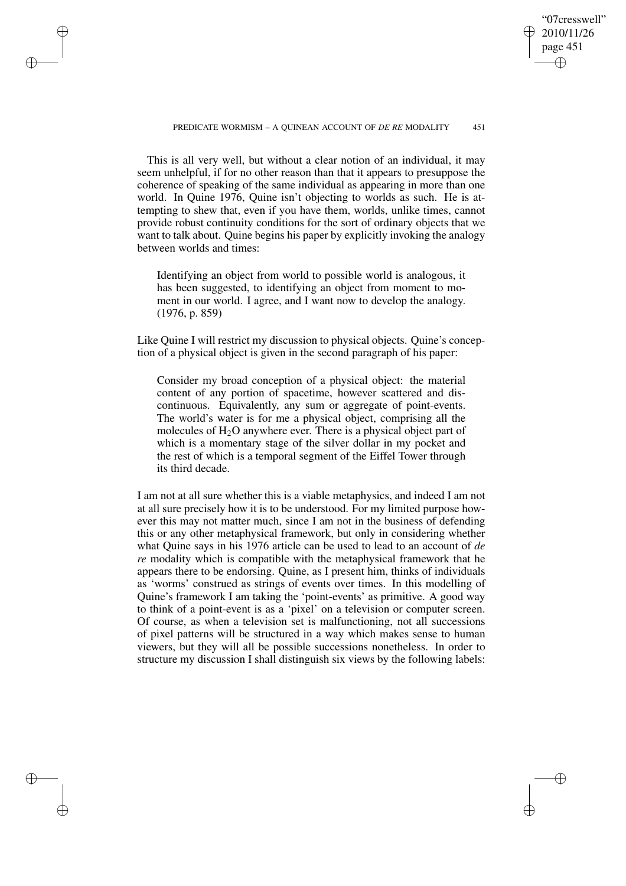This is all very well, but without a clear notion of an individual, it may seem unhelpful, if for no other reason than that it appears to presuppose the coherence of speaking of the same individual as appearing in more than one world. In Quine 1976, Quine isn't objecting to worlds as such. He is attempting to shew that, even if you have them, worlds, unlike times, cannot provide robust continuity conditions for the sort of ordinary objects that we want to talk about. Quine begins his paper by explicitly invoking the analogy between worlds and times:

> Identifying an object from world to possible world is analogous, it has been suggested, to identifying an object from moment to moment in our world. I agree, and I want now to develop the analogy. (1976, p. 859)

Like Quine I will restrict my discussion to physical objects. Quine's conception of a physical object is given in the second paragraph of his paper:

> Consider my broad conception of a physical object: the material content of any portion of spacetime, however scattered and discontinuous. Equivalently, any sum or aggregate of point-events. The world's water is for me a physical object, comprising all the molecules of $H_2O$ anywhere ever. There is a physical object part of which is a momentary stage of the silver dollar in my pocket and the rest of which is a temporal segment of the Eiffel Tower through its third decade.

I am not at all sure whether this is a viable metaphysics, and indeed I am not at all sure precisely how it is to be understood. For my limited purpose however this may not matter much, since I am not in the business of defending this or any other metaphysical framework, but only in considering whether what Quine says in his 1976 article can be used to lead to an account of *de re* modality which is compatible with the metaphysical framework that he appears there to be endorsing. Quine, as I present him, thinks of individuals as 'worms' construed as strings of events over times. In this modelling of Quine's framework I am taking the 'point-events' as primitive. A good way to think of a point-event is as a 'pixel' on a television or computer screen. Of course, as when a television set is malfunctioning, not all successions of pixel patterns will be structured in a way which makes sense to human viewers, but they will all be possible successions nonetheless. In order to structure my discussion I shall distinguish six views by the following labels: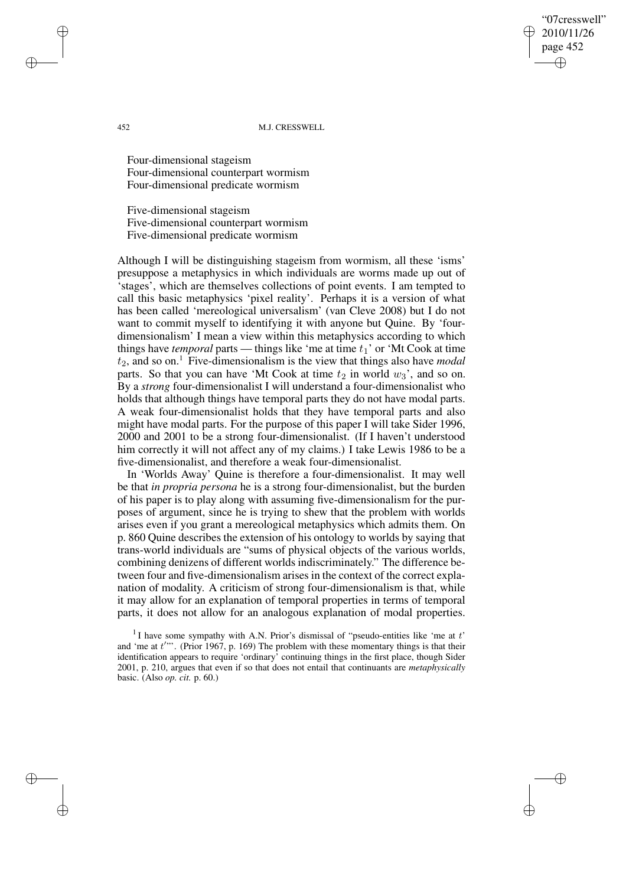Four-dimensional stageism
Four-dimensional counterpart wormism
Four-dimensional predicate wormism

Five-dimensional stageism
Five-dimensional counterpart wormism
Five-dimensional predicate wormism

Although I will be distinguishing stageism from wormism, all these 'isms' presuppose a metaphysics in which individuals are worms made up out of 'stages', which are themselves collections of point events. I am tempted to call this basic metaphysics 'pixel reality'. Perhaps it is a version of what has been called 'mereological universalism' (van Cleve 2008) but I do not want to commit myself to identifying it with anyone but Quine. By 'four-dimensionalism' I mean a view within this metaphysics according to which things have *temporal* parts — things like 'me at time $t_1$' or 'Mt Cook at time $t_2$, and so on.[1] Five-dimensionalism is the view that things also have *modal* parts. So that you can have 'Mt Cook at time $t_2$ in world $w_3$', and so on. By a *strong* four-dimensionalist I will understand a four-dimensionalist who holds that although things have temporal parts they do not have modal parts. A weak four-dimensionalist holds that they have temporal parts and also might have modal parts. For the purpose of this paper I will take Sider 1996, 2000 and 2001 to be a strong four-dimensionalist. (If I haven't understood him correctly it will not affect any of my claims.) I take Lewis 1986 to be a five-dimensionalist, and therefore a weak four-dimensionalist.

In 'Worlds Away' Quine is therefore a four-dimensionalist. It may well be that *in propria persona* he is a strong four-dimensionalist, but the burden of his paper is to play along with assuming five-dimensionalism for the purposes of argument, since he is trying to shew that the problem with worlds arises even if you grant a mereological metaphysics which admits them. On p. 860 Quine describes the extension of his ontology to worlds by saying that trans-world individuals are "sums of physical objects of the various worlds, combining denizens of different worlds indiscriminately." The difference between four and five-dimensionalism arises in the context of the correct explanation of modality. A criticism of strong four-dimensionalism is that, while it may allow for an explanation of temporal properties in terms of temporal parts, it does not allow for an analogous explanation of modal properties.

[1] I have some sympathy with A.N. Prior's dismissal of "pseudo-entities like 'me at $t$' and 'me at $t'$'". (Prior 1967, p. 169) The problem with these momentary things is that their identification appears to require 'ordinary' continuing things in the first place, though Sider 2001, p. 210, argues that even if so that does not entail that continuants are *metaphysically* basic. (Also *op. cit.* p. 60.)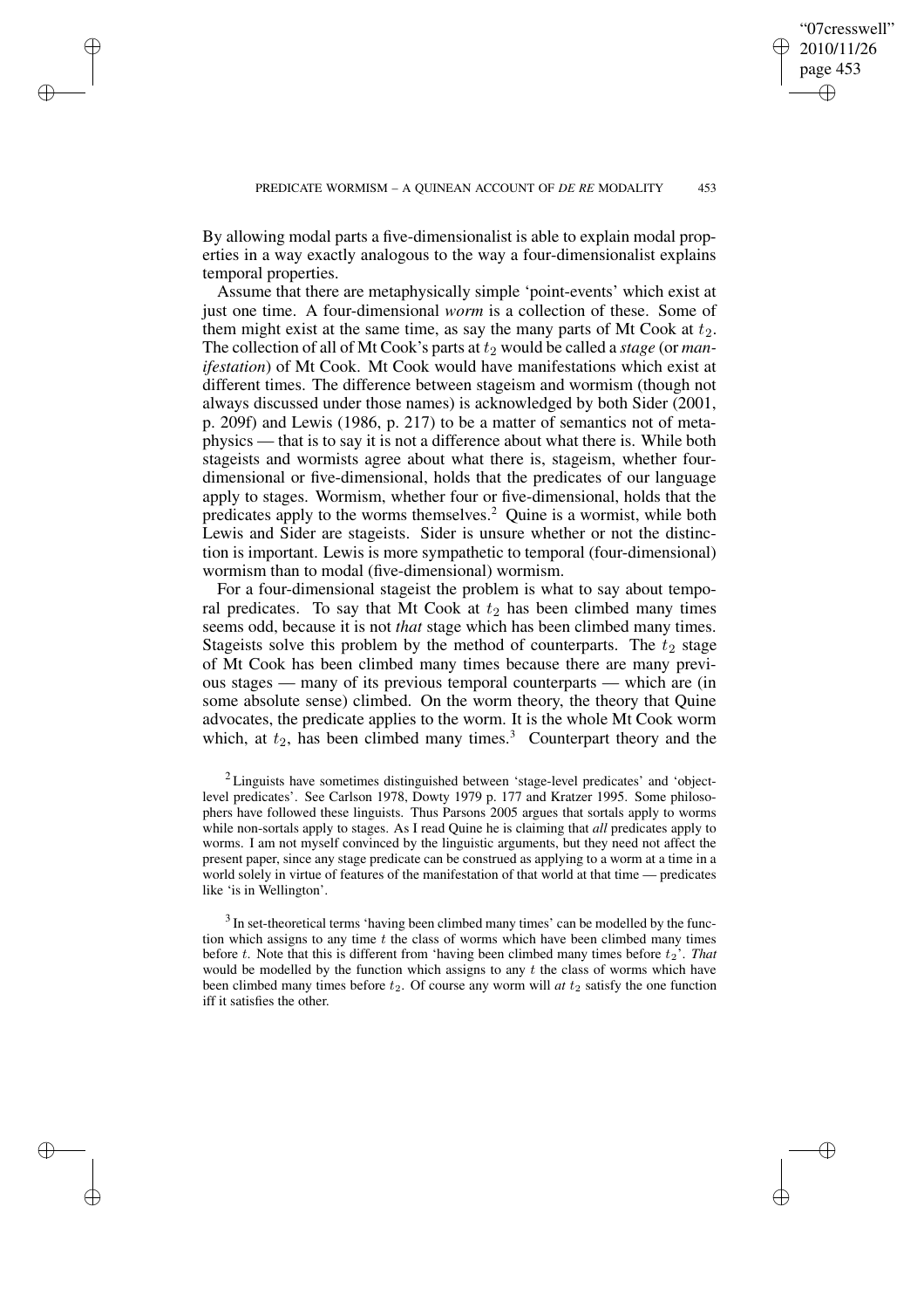By allowing modal parts a five-dimensionalist is able to explain modal properties in a way exactly analogous to the way a four-dimensionalist explains temporal properties.

Assume that there are metaphysically simple 'point-events' which exist at just one time. A four-dimensional *worm* is a collection of these. Some of them might exist at the same time, as say the many parts of Mt Cook at $t_2$. The collection of all of Mt Cook's parts at $t_2$ would be called a *stage* (or *manifestation*) of Mt Cook. Mt Cook would have manifestations which exist at different times. The difference between stageism and wormism (though not always discussed under those names) is acknowledged by both Sider (2001, p. 209f) and Lewis (1986, p. 217) to be a matter of semantics not of metaphysics — that is to say it is not a difference about what there is. While both stageists and wormists agree about what there is, stageism, whether four-dimensional or five-dimensional, holds that the predicates of our language apply to stages. Wormism, whether four or five-dimensional, holds that the predicates apply to the worms themselves.[2] Quine is a wormist, while both Lewis and Sider are stageists. Sider is unsure whether or not the distinction is important. Lewis is more sympathetic to temporal (four-dimensional) wormism than to modal (five-dimensional) wormism.

For a four-dimensional stageist the problem is what to say about temporal predicates. To say that Mt Cook at $t_2$ has been climbed many times seems odd, because it is not *that* stage which has been climbed many times. Stageists solve this problem by the method of counterparts. The $t_2$ stage of Mt Cook has been climbed many times because there are many previous stages — many of its previous temporal counterparts — which are (in some absolute sense) climbed. On the worm theory, the theory that Quine advocates, the predicate applies to the worm. It is the whole Mt Cook worm which, at $t_2$, has been climbed many times.[3] Counterpart theory and the

[2] Linguists have sometimes distinguished between 'stage-level predicates' and 'object-level predicates'. See Carlson 1978, Dowty 1979 p. 177 and Kratzer 1995. Some philosophers have followed these linguists. Thus Parsons 2005 argues that sortals apply to worms while non-sortals apply to stages. As I read Quine he is claiming that *all* predicates apply to worms. I am not myself convinced by the linguistic arguments, but they need not affect the present paper, since any stage predicate can be construed as applying to a worm at a time in a world solely in virtue of features of the manifestation of that world at that time — predicates like 'is in Wellington'.

[3] In set-theoretical terms 'having been climbed many times' can be modelled by the function which assigns to any time $t$ the class of worms which have been climbed many times before $t$. Note that this is different from 'having been climbed many times before $t_2$'. *That* would be modelled by the function which assigns to any $t$ the class of worms which have been climbed many times before $t_2$. Of course any worm will *at* $t_2$ satisfy the one function iff it satisfies the other.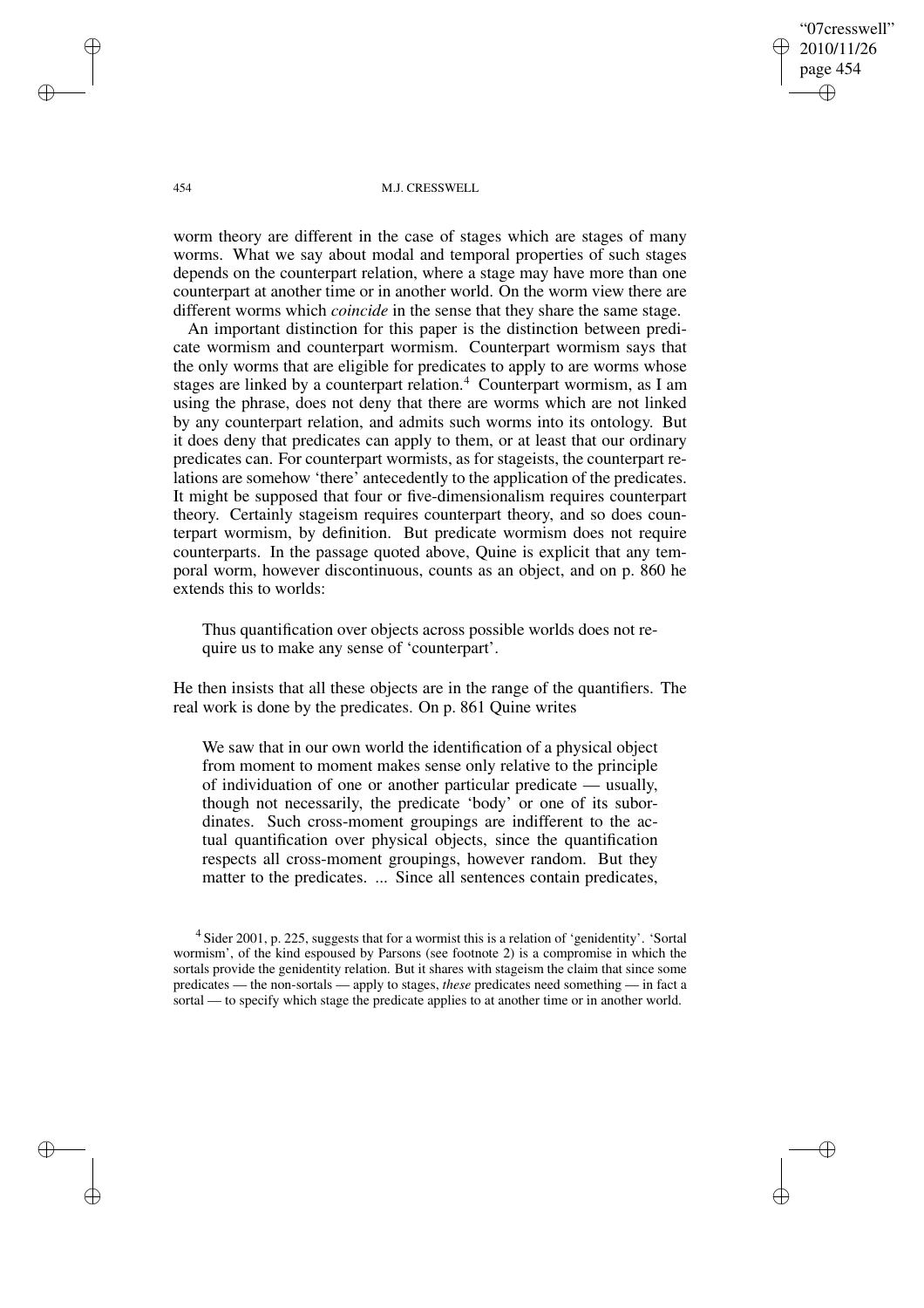worm theory are different in the case of stages which are stages of many worms. What we say about modal and temporal properties of such stages depends on the counterpart relation, where a stage may have more than one counterpart at another time or in another world. On the worm view there are different worms which *coincide* in the sense that they share the same stage.

An important distinction for this paper is the distinction between predicate wormism and counterpart wormism. Counterpart wormism says that the only worms that are eligible for predicates to apply to are worms whose stages are linked by a counterpart relation.[4] Counterpart wormism, as I am using the phrase, does not deny that there are worms which are not linked by any counterpart relation, and admits such worms into its ontology. But it does deny that predicates can apply to them, or at least that our ordinary predicates can. For counterpart wormists, as for stageists, the counterpart relations are somehow 'there' antecedently to the application of the predicates. It might be supposed that four or five-dimensionalism requires counterpart theory. Certainly stageism requires counterpart theory, and so does counterpart wormism, by definition. But predicate wormism does not require counterparts. In the passage quoted above, Quine is explicit that any temporal worm, however discontinuous, counts as an object, and on p. 860 he extends this to worlds:

> Thus quantification over objects across possible worlds does not require us to make any sense of 'counterpart'.

He then insists that all these objects are in the range of the quantifiers. The real work is done by the predicates. On p. 861 Quine writes

> We saw that in our own world the identification of a physical object from moment to moment makes sense only relative to the principle of individuation of one or another particular predicate — usually, though not necessarily, the predicate 'body' or one of its subordinates. Such cross-moment groupings are indifferent to the actual quantification over physical objects, since the quantification respects all cross-moment groupings, however random. But they matter to the predicates. ... Since all sentences contain predicates,

[4] Sider 2001, p. 225, suggests that for a wormist this is a relation of 'genidentity'. 'Sortal wormism', of the kind espoused by Parsons (see footnote 2) is a compromise in which the sortals provide the genidentity relation. But it shares with stageism the claim that since some predicates — the non-sortals — apply to stages, *these* predicates need something — in fact a sortal — to specify which stage the predicate applies to at another time or in another world.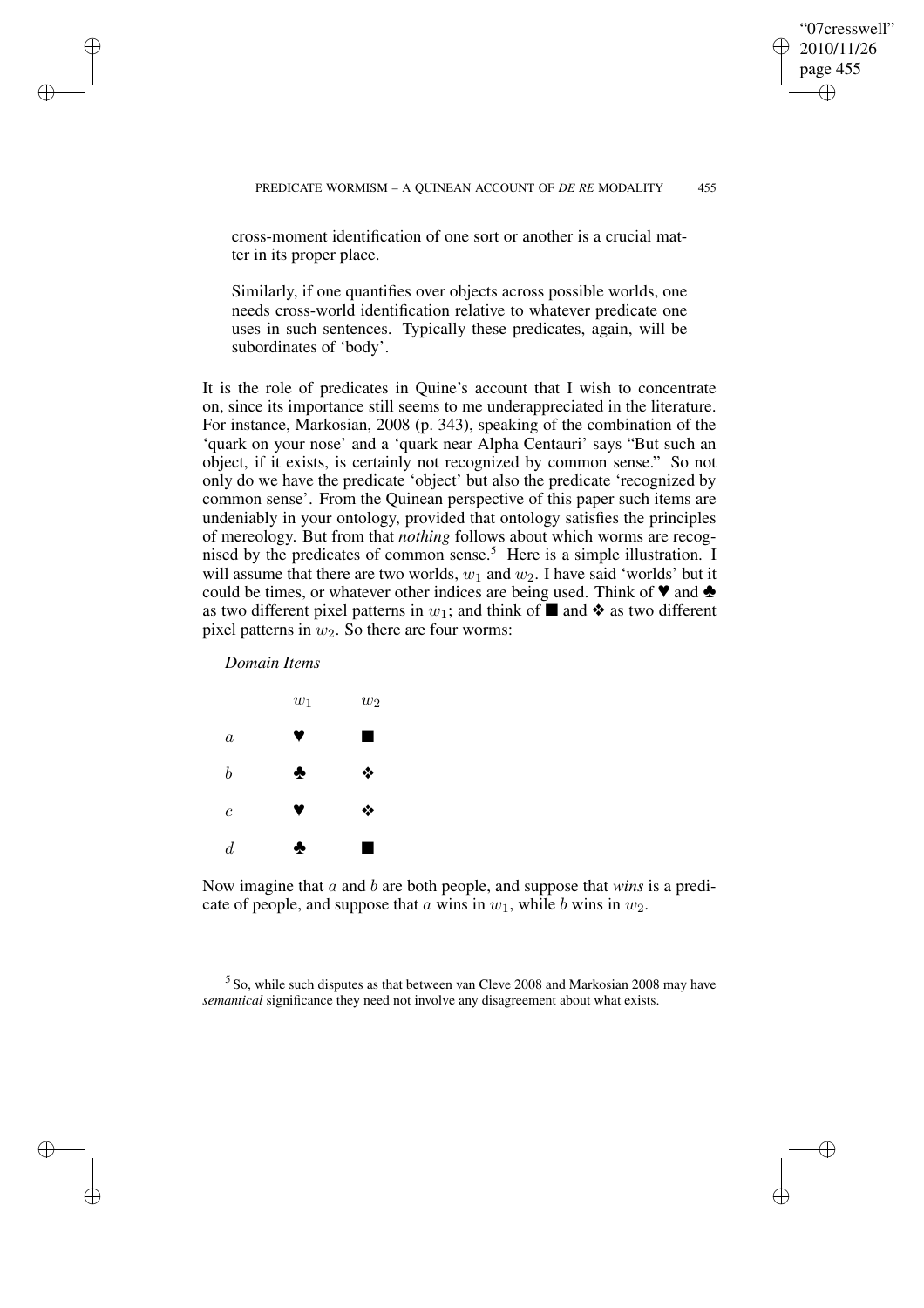cross-moment identification of one sort or another is a crucial matter in its proper place.

Similarly, if one quantifies over objects across possible worlds, one needs cross-world identification relative to whatever predicate one uses in such sentences. Typically these predicates, again, will be subordinates of 'body'.

It is the role of predicates in Quine's account that I wish to concentrate on, since its importance still seems to me underappreciated in the literature. For instance, Markosian, 2008 (p. 343), speaking of the combination of the 'quark on your nose' and a 'quark near Alpha Centauri' says "But such an object, if it exists, is certainly not recognized by common sense." So not only do we have the predicate 'object' but also the predicate 'recognized by common sense'. From the Quinean perspective of this paper such items are undeniably in your ontology, provided that ontology satisfies the principles of mereology. But from that *nothing* follows about which worms are recognised by the predicates of common sense.[5] Here is a simple illustration. I will assume that there are two worlds, $w_1$ and $w_2$. I have said 'worlds' but it could be times, or whatever other indices are being used. Think of ♥ and ♣ as two different pixel patterns in $w_1$; and think of ■ and ❖ as two different pixel patterns in $w_2$. So there are four worms:

*Domain Items*

| | $w_1$ | $w_2$ |
|---|---|---|
| $a$ | ♥ | ■ |
| $b$ | ♣ | ❖ |
| $c$ | ♥ | ❖ |
| $d$ | ♣ | ■ |

Now imagine that $a$ and $b$ are both people, and suppose that *wins* is a predicate of people, and suppose that $a$ wins in $w_1$, while $b$ wins in $w_2$.

[5] So, while such disputes as that between van Cleve 2008 and Markosian 2008 may have *semantical* significance they need not involve any disagreement about what exists.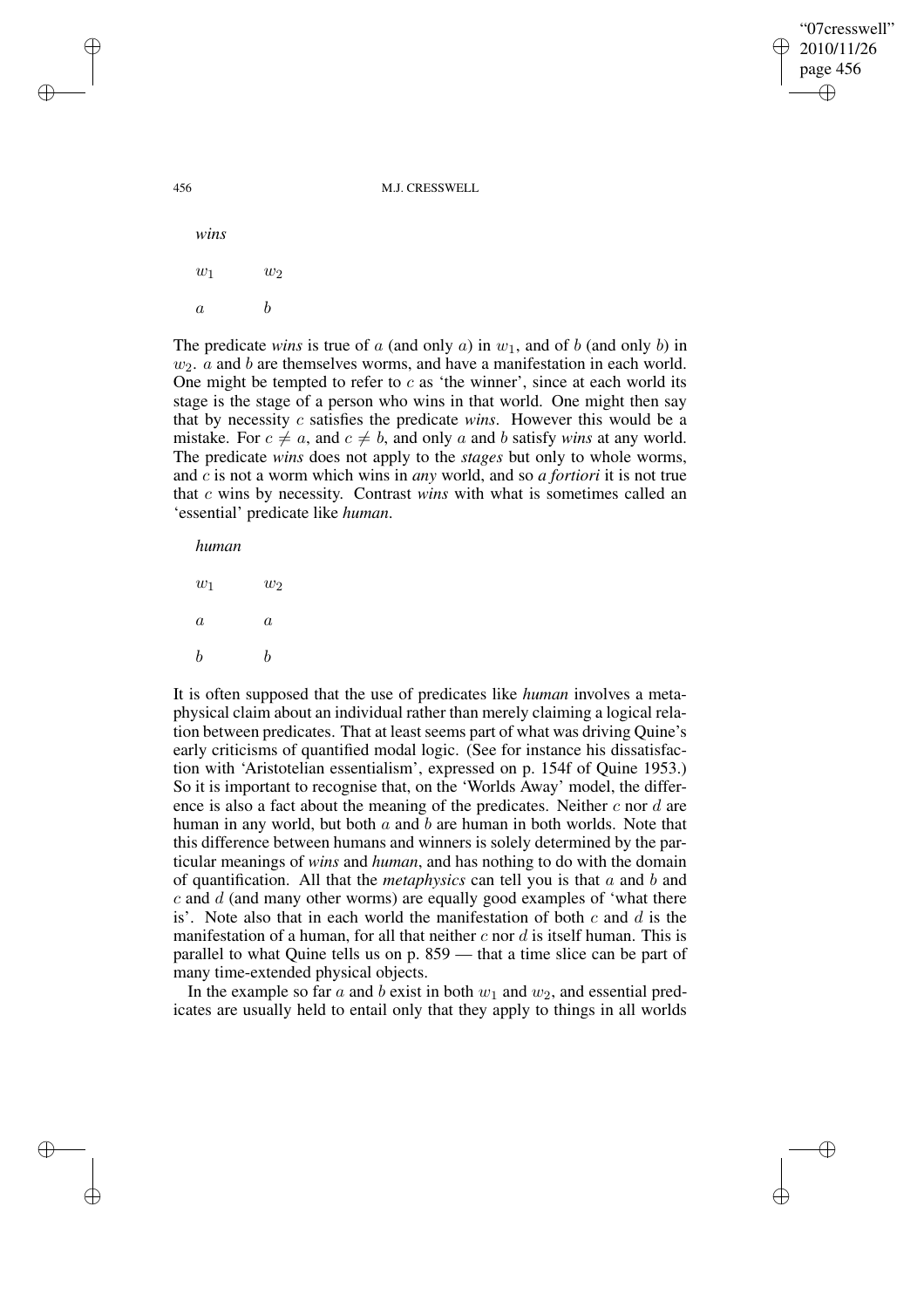*wins*

| $w_1$ | $w_2$ |
|---|---|
| $a$ | $b$ |

The predicate *wins* is true of $a$ (and only $a$) in $w_1$, and of $b$ (and only $b$) in $w_2$. $a$ and $b$ are themselves worms, and have a manifestation in each world. One might be tempted to refer to $c$ as 'the winner', since at each world its stage is the stage of a person who wins in that world. One might then say that by necessity $c$ satisfies the predicate *wins*. However this would be a mistake. For $c \neq a$, and $c \neq b$, and only $a$ and $b$ satisfy *wins* at any world. The predicate *wins* does not apply to the *stages* but only to whole worms, and $c$ is not a worm which wins in *any* world, and so *a fortiori* it is not true that $c$ wins by necessity. Contrast *wins* with what is sometimes called an 'essential' predicate like *human*.

*human*

| $w_1$ | $w_2$ |
|---|---|
| $a$ | $a$ |
| $b$ | $b$ |

It is often supposed that the use of predicates like *human* involves a metaphysical claim about an individual rather than merely claiming a logical relation between predicates. That at least seems part of what was driving Quine's early criticisms of quantified modal logic. (See for instance his dissatisfaction with 'Aristotelian essentialism', expressed on p. 154f of Quine 1953.) So it is important to recognise that, on the 'Worlds Away' model, the difference is also a fact about the meaning of the predicates. Neither $c$ nor $d$ are human in any world, but both $a$ and $b$ are human in both worlds. Note that this difference between humans and winners is solely determined by the particular meanings of *wins* and *human*, and has nothing to do with the domain of quantification. All that the *metaphysics* can tell you is that $a$ and $b$ and $c$ and $d$ (and many other worms) are equally good examples of 'what there is'. Note also that in each world the manifestation of both $c$ and $d$ is the manifestation of a human, for all that neither $c$ nor $d$ is itself human. This is parallel to what Quine tells us on p. 859 — that a time slice can be part of many time-extended physical objects.

In the example so far $a$ and $b$ exist in both $w_1$ and $w_2$, and essential predicates are usually held to entail only that they apply to things in all worlds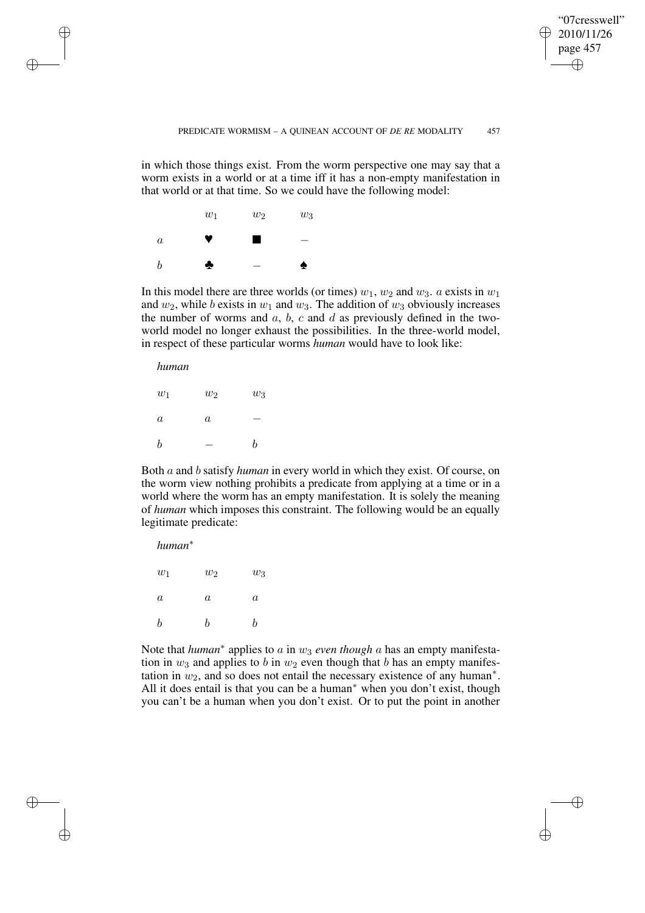in which those things exist. From the worm perspective one may say that a worm exists in a world or at a time iff it has a non-empty manifestation in that world or at that time. So we could have the following model:

| | $w_1$ | $w_2$ | $w_3$ |
|---|---|---|---|
| $a$ | ♥ | ■ | – |
| $b$ | ♣ | – | ♠ |

In this model there are three worlds (or times) $w_1$, $w_2$ and $w_3$. $a$ exists in $w_1$ and $w_2$, while $b$ exists in $w_1$ and $w_3$. The addition of $w_3$ obviously increases the number of worms and $a$, $b$, $c$ and $d$ as previously defined in the two-world model no longer exhaust the possibilities. In the three-world model, in respect of these particular worms *human* would have to look like:

*human*

| $w_1$ | $w_2$ | $w_3$ |
|---|---|---|
| $a$ | $a$ | – |
| $b$ | – | $b$ |

Both $a$ and $b$ satisfy *human* in every world in which they exist. Of course, on the worm view nothing prohibits a predicate from applying at a time or in a world where the worm has an empty manifestation. It is solely the meaning of *human* which imposes this constraint. The following would be an equally legitimate predicate:

*human*$^*$

| $w_1$ | $w_2$ | $w_3$ |
|---|---|---|
| $a$ | $a$ | $a$ |
| $b$ | $b$ | $b$ |

Note that *human*$^*$ applies to $a$ in $w_3$ *even though* $a$ has an empty manifestation in $w_3$ and applies to $b$ in $w_2$ even though that $b$ has an empty manifestation in $w_2$, and so does not entail the necessary existence of any human$^*$. All it does entail is that you can be a human$^*$ when you don't exist, though you can't be a human when you don't exist. Or to put the point in another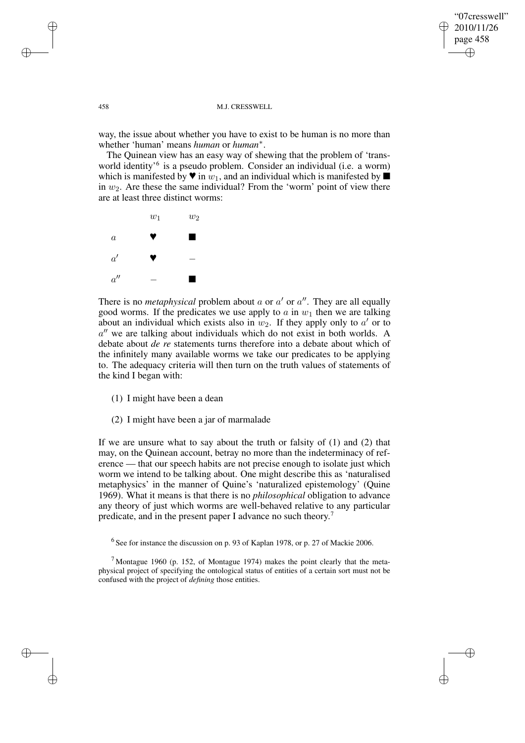way, the issue about whether you have to exist to be human is no more than whether 'human' means *human* or *human*$^*$.

The Quinean view has an easy way of shewing that the problem of 'trans-world identity'[6] is a pseudo problem. Consider an individual (i.e. a worm) which is manifested by ♥ in $w_1$, and an individual which is manifested by ■ in $w_2$. Are these the same individual? From the 'worm' point of view there are at least three distinct worms:

| | $w_1$ | $w_2$ |
|---|---|---|
| $a$ | ♥ | ■ |
| $a'$ | ♥ | – |
| $a''$ | – | ■ |

There is no *metaphysical* problem about $a$ or $a'$ or $a''$. They are all equally good worms. If the predicates we use apply to $a$ in $w_1$ then we are talking about an individual which exists also in $w_2$. If they apply only to $a'$ or to $a''$ we are talking about individuals which do not exist in both worlds. A debate about *de re* statements turns therefore into a debate about which of the infinitely many available worms we take our predicates to be applying to. The adequacy criteria will then turn on the truth values of statements of the kind I began with:

(1) I might have been a dean

(2) I might have been a jar of marmalade

If we are unsure what to say about the truth or falsity of (1) and (2) that may, on the Quinean account, betray no more than the indeterminacy of reference — that our speech habits are not precise enough to isolate just which worm we intend to be talking about. One might describe this as 'naturalised metaphysics' in the manner of Quine's 'naturalized epistemology' (Quine 1969). What it means is that there is no *philosophical* obligation to advance any theory of just which worms are well-behaved relative to any particular predicate, and in the present paper I advance no such theory.[7]

[6] See for instance the discussion on p. 93 of Kaplan 1978, or p. 27 of Mackie 2006.

[7] Montague 1960 (p. 152, of Montague 1974) makes the point clearly that the metaphysical project of specifying the ontological status of entities of a certain sort must not be confused with the project of *defining* those entities.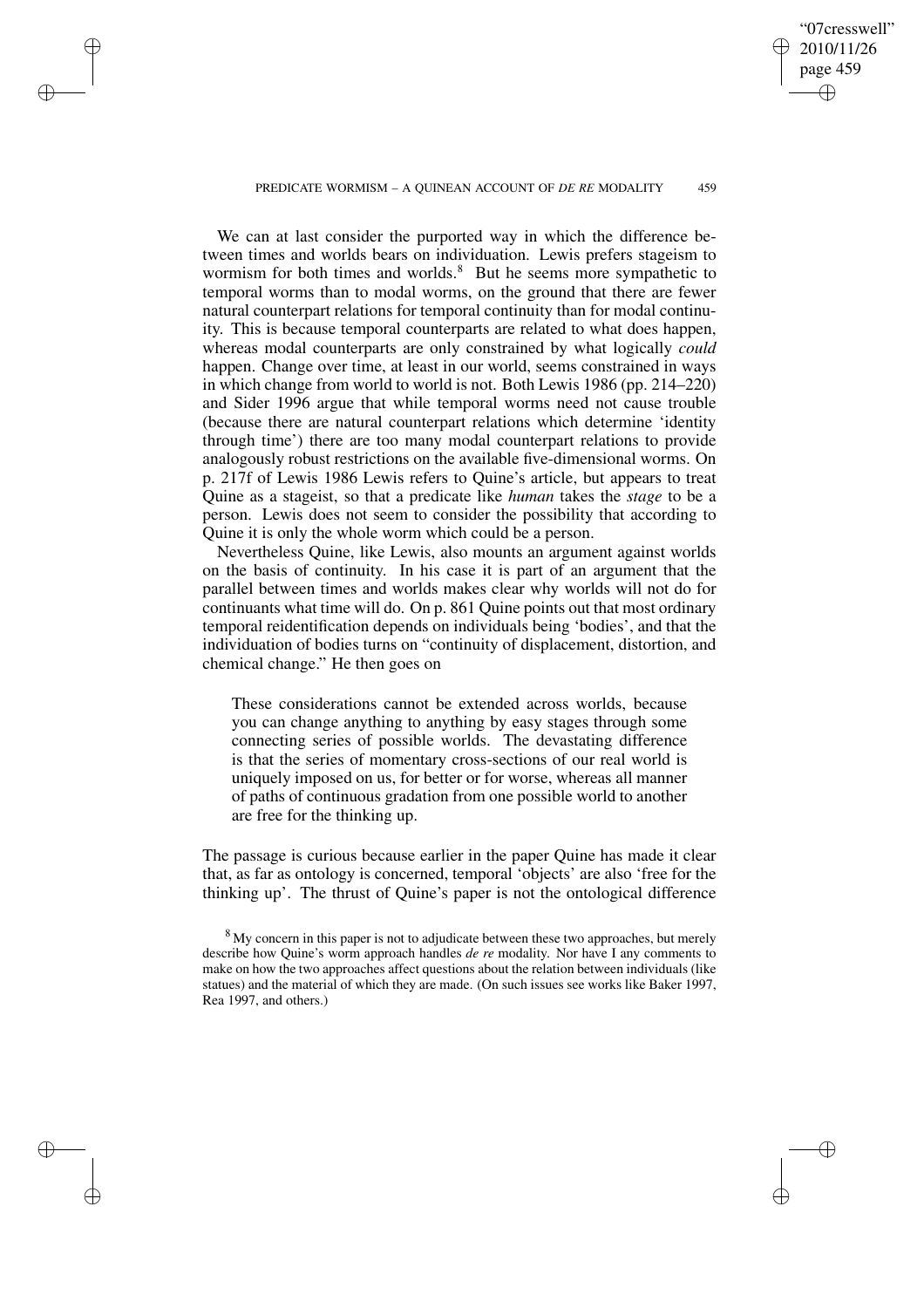We can at last consider the purported way in which the difference between times and worlds bears on individuation. Lewis prefers stageism to wormism for both times and worlds.[8] But he seems more sympathetic to temporal worms than to modal worms, on the ground that there are fewer natural counterpart relations for temporal continuity than for modal continuity. This is because temporal counterparts are related to what does happen, whereas modal counterparts are only constrained by what logically *could* happen. Change over time, at least in our world, seems constrained in ways in which change from world to world is not. Both Lewis 1986 (pp. 214–220) and Sider 1996 argue that while temporal worms need not cause trouble (because there are natural counterpart relations which determine 'identity through time') there are too many modal counterpart relations to provide analogously robust restrictions on the available five-dimensional worms. On p. 217f of Lewis 1986 Lewis refers to Quine's article, but appears to treat Quine as a stageist, so that a predicate like *human* takes the *stage* to be a person. Lewis does not seem to consider the possibility that according to Quine it is only the whole worm which could be a person.

Nevertheless Quine, like Lewis, also mounts an argument against worlds on the basis of continuity. In his case it is part of an argument that the parallel between times and worlds makes clear why worlds will not do for continuants what time will do. On p. 861 Quine points out that most ordinary temporal reidentification depends on individuals being 'bodies', and that the individuation of bodies turns on "continuity of displacement, distortion, and chemical change." He then goes on

> These considerations cannot be extended across worlds, because you can change anything to anything by easy stages through some connecting series of possible worlds. The devastating difference is that the series of momentary cross-sections of our real world is uniquely imposed on us, for better or for worse, whereas all manner of paths of continuous gradation from one possible world to another are free for the thinking up.

The passage is curious because earlier in the paper Quine has made it clear that, as far as ontology is concerned, temporal 'objects' are also 'free for the thinking up'. The thrust of Quine's paper is not the ontological difference

[8] My concern in this paper is not to adjudicate between these two approaches, but merely describe how Quine's worm approach handles *de re* modality. Nor have I any comments to make on how the two approaches affect questions about the relation between individuals (like statues) and the material of which they are made. (On such issues see works like Baker 1997, Rea 1997, and others.)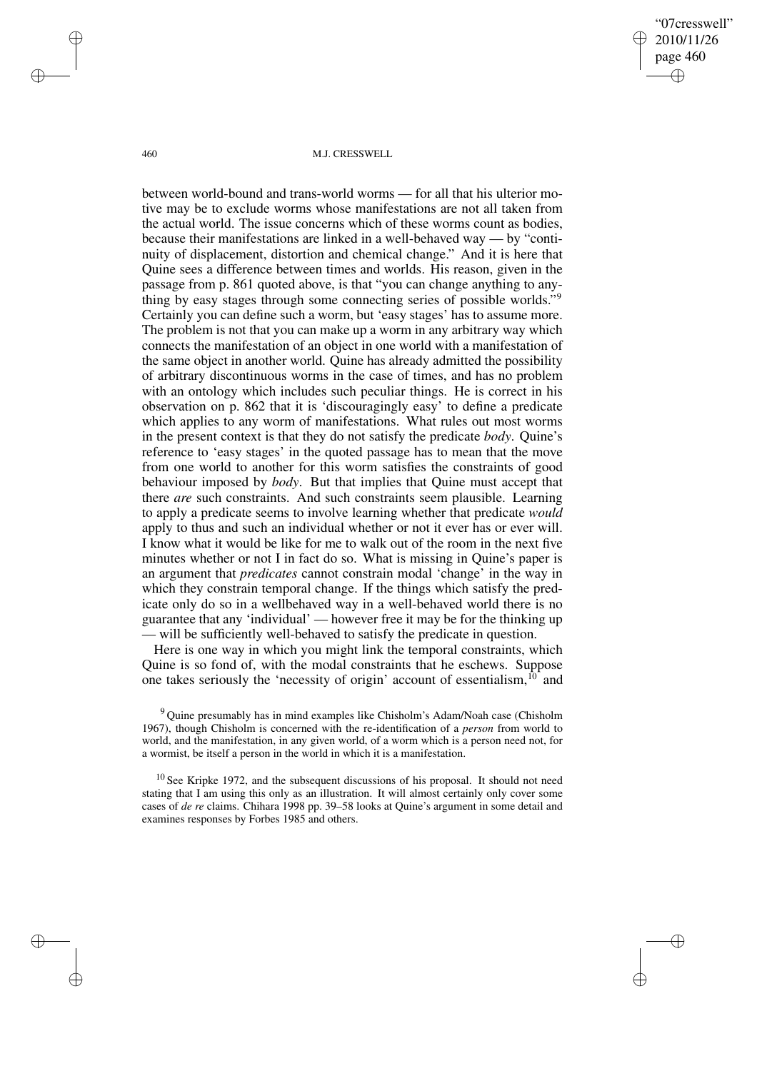between world-bound and trans-world worms — for all that his ulterior motive may be to exclude worms whose manifestations are not all taken from the actual world. The issue concerns which of these worms count as bodies, because their manifestations are linked in a well-behaved way — by "continuity of displacement, distortion and chemical change." And it is here that Quine sees a difference between times and worlds. His reason, given in the passage from p. 861 quoted above, is that "you can change anything to anything by easy stages through some connecting series of possible worlds."[9] Certainly you can define such a worm, but 'easy stages' has to assume more. The problem is not that you can make up a worm in any arbitrary way which connects the manifestation of an object in one world with a manifestation of the same object in another world. Quine has already admitted the possibility of arbitrary discontinuous worms in the case of times, and has no problem with an ontology which includes such peculiar things. He is correct in his observation on p. 862 that it is 'discouragingly easy' to define a predicate which applies to any worm of manifestations. What rules out most worms in the present context is that they do not satisfy the predicate *body*. Quine's reference to 'easy stages' in the quoted passage has to mean that the move from one world to another for this worm satisfies the constraints of good behaviour imposed by *body*. But that implies that Quine must accept that there *are* such constraints. And such constraints seem plausible. Learning to apply a predicate seems to involve learning whether that predicate *would* apply to thus and such an individual whether or not it ever has or ever will. I know what it would be like for me to walk out of the room in the next five minutes whether or not I in fact do so. What is missing in Quine's paper is an argument that *predicates* cannot constrain modal 'change' in the way in which they constrain temporal change. If the things which satisfy the predicate only do so in a wellbehaved way in a well-behaved world there is no guarantee that any 'individual' — however free it may be for the thinking up — will be sufficiently well-behaved to satisfy the predicate in question.

Here is one way in which you might link the temporal constraints, which Quine is so fond of, with the modal constraints that he eschews. Suppose one takes seriously the 'necessity of origin' account of essentialism,[10] and

[9] Quine presumably has in mind examples like Chisholm's Adam/Noah case (Chisholm 1967), though Chisholm is concerned with the re-identification of a *person* from world to world, and the manifestation, in any given world, of a worm which is a person need not, for a wormist, be itself a person in the world in which it is a manifestation.

[10] See Kripke 1972, and the subsequent discussions of his proposal. It should not need stating that I am using this only as an illustration. It will almost certainly only cover some cases of *de re* claims. Chihara 1998 pp. 39–58 looks at Quine's argument in some detail and examines responses by Forbes 1985 and others.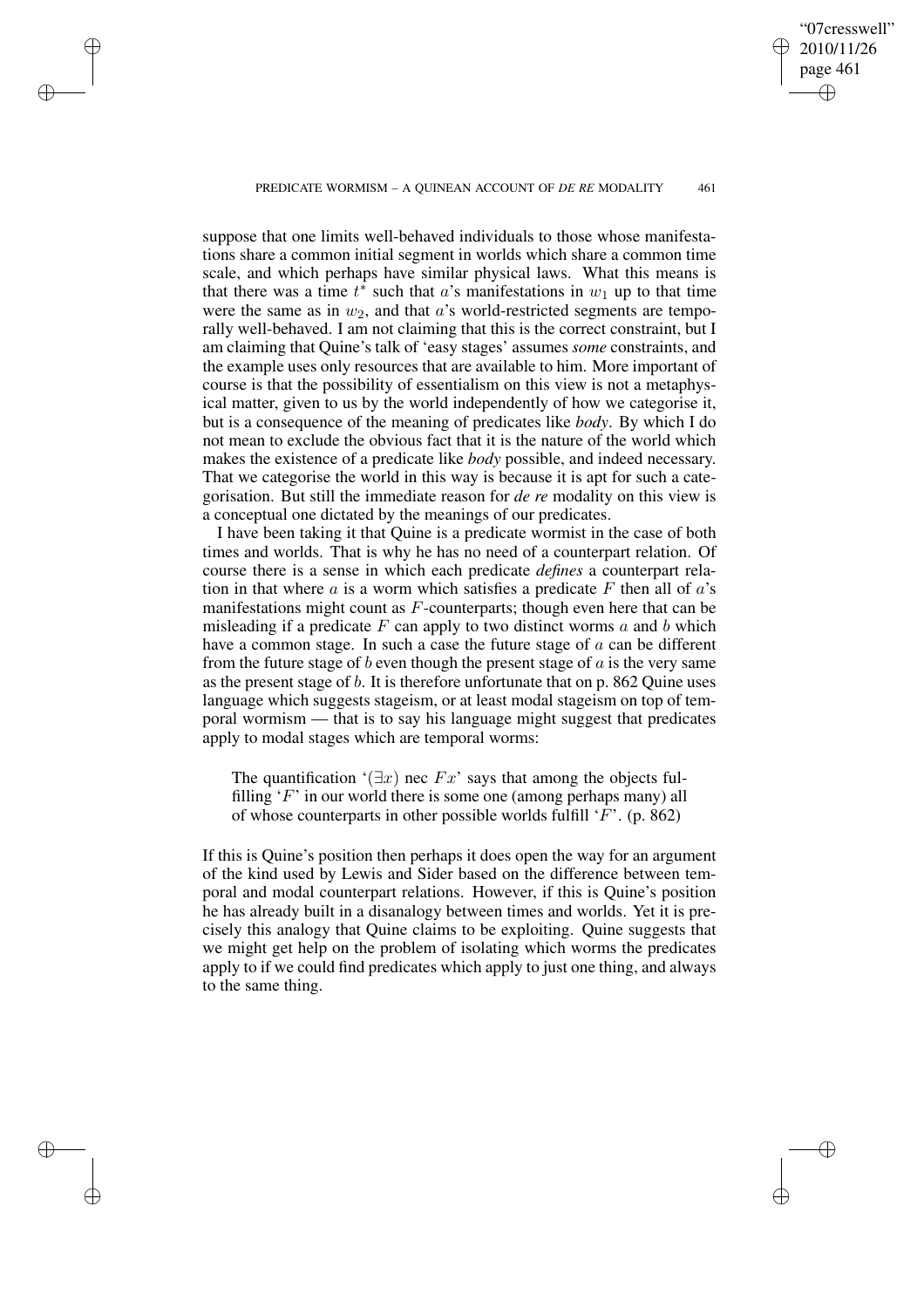suppose that one limits well-behaved individuals to those whose manifestations share a common initial segment in worlds which share a common time scale, and which perhaps have similar physical laws. What this means is that there was a time $t^*$ such that $a$'s manifestations in $w_1$ up to that time were the same as in $w_2$, and that $a$'s world-restricted segments are temporally well-behaved. I am not claiming that this is the correct constraint, but I am claiming that Quine's talk of 'easy stages' assumes *some* constraints, and the example uses only resources that are available to him. More important of course is that the possibility of essentialism on this view is not a metaphysical matter, given to us by the world independently of how we categorise it, but is a consequence of the meaning of predicates like *body*. By which I do not mean to exclude the obvious fact that it is the nature of the world which makes the existence of a predicate like *body* possible, and indeed necessary. That we categorise the world in this way is because it is apt for such a categorisation. But still the immediate reason for *de re* modality on this view is a conceptual one dictated by the meanings of our predicates.

I have been taking it that Quine is a predicate wormist in the case of both times and worlds. That is why he has no need of a counterpart relation. Of course there is a sense in which each predicate *defines* a counterpart relation in that where $a$ is a worm which satisfies a predicate $F$ then all of $a$'s manifestations might count as $F$-counterparts; though even here that can be misleading if a predicate $F$ can apply to two distinct worms $a$ and $b$ which have a common stage. In such a case the future stage of $a$ can be different from the future stage of $b$ even though the present stage of $a$ is the very same as the present stage of $b$. It is therefore unfortunate that on p. 862 Quine uses language which suggests stageism, or at least modal stageism on top of temporal wormism — that is to say his language might suggest that predicates apply to modal stages which are temporal worms:

> The quantification '$(\exists x)$ nec $Fx$' says that among the objects fulfilling '$F$' in our world there is some one (among perhaps many) all of whose counterparts in other possible worlds fulfill '$F$'. (p. 862)

If this is Quine's position then perhaps it does open the way for an argument of the kind used by Lewis and Sider based on the difference between temporal and modal counterpart relations. However, if this is Quine's position he has already built in a disanalogy between times and worlds. Yet it is precisely this analogy that Quine claims to be exploiting. Quine suggests that we might get help on the problem of isolating which worms the predicates apply to if we could find predicates which apply to just one thing, and always to the same thing.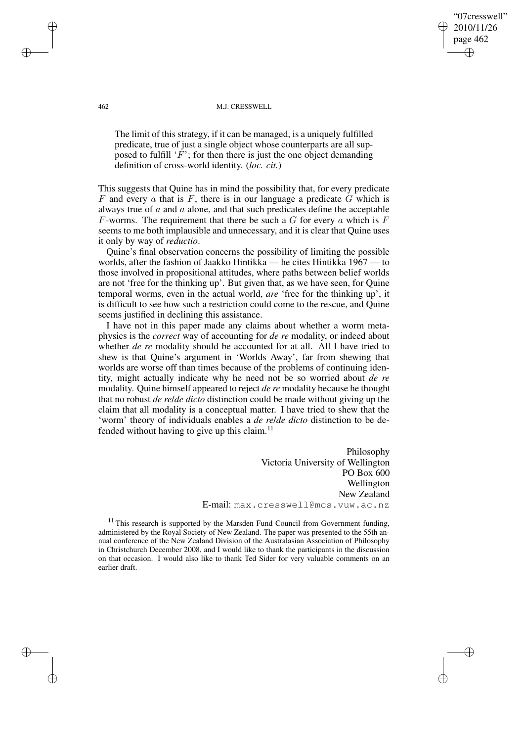> The limit of this strategy, if it can be managed, is a uniquely fulfilled predicate, true of just a single object whose counterparts are all supposed to fulfill '$F$'; for then there is just the one object demanding definition of cross-world identity. (*loc. cit.*)

This suggests that Quine has in mind the possibility that, for every predicate $F$ and every $a$ that is $F$, there is in our language a predicate $G$ which is always true of $a$ and $a$ alone, and that such predicates define the acceptable $F$-worms. The requirement that there be such a $G$ for every $a$ which is $F$ seems to me both implausible and unnecessary, and it is clear that Quine uses it only by way of *reductio*.

Quine's final observation concerns the possibility of limiting the possible worlds, after the fashion of Jaakko Hintikka — he cites Hintikka 1967 — to those involved in propositional attitudes, where paths between belief worlds are not 'free for the thinking up'. But given that, as we have seen, for Quine temporal worms, even in the actual world, *are* 'free for the thinking up', it is difficult to see how such a restriction could come to the rescue, and Quine seems justified in declining this assistance.

I have not in this paper made any claims about whether a worm metaphysics is the *correct* way of accounting for *de re* modality, or indeed about whether *de re* modality should be accounted for at all. All I have tried to shew is that Quine's argument in 'Worlds Away', far from shewing that worlds are worse off than times because of the problems of continuing identity, might actually indicate why he need not be so worried about *de re* modality. Quine himself appeared to reject *de re* modality because he thought that no robust *de re*/*de dicto* distinction could be made without giving up the claim that all modality is a conceptual matter. I have tried to shew that the 'worm' theory of individuals enables a *de re*/*de dicto* distinction to be defended without having to give up this claim.[11]

Philosophy
Victoria University of Wellington
PO Box 600
Wellington
New Zealand
E-mail: max.cresswell@mcs.vuw.ac.nz

[11] This research is supported by the Marsden Fund Council from Government funding, administered by the Royal Society of New Zealand. The paper was presented to the 55th annual conference of the New Zealand Division of the Australasian Association of Philosophy in Christchurch December 2008, and I would like to thank the participants in the discussion on that occasion. I would also like to thank Ted Sider for very valuable comments on an earlier draft.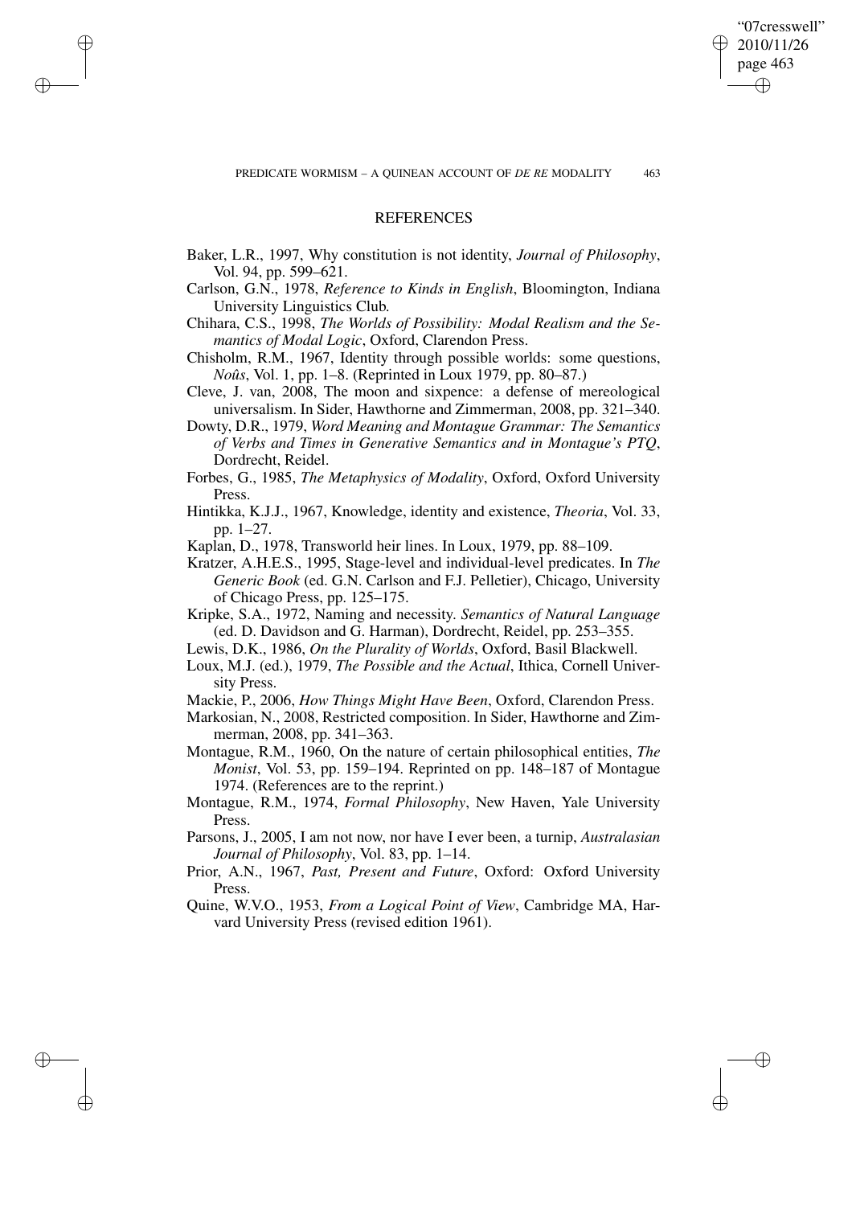## REFERENCES

Baker, L.R., 1997, Why constitution is not identity, *Journal of Philosophy*, Vol. 94, pp. 599–621.

Carlson, G.N., 1978, *Reference to Kinds in English*, Bloomington, Indiana University Linguistics Club.

Chihara, C.S., 1998, *The Worlds of Possibility: Modal Realism and the Semantics of Modal Logic*, Oxford, Clarendon Press.

Chisholm, R.M., 1967, Identity through possible worlds: some questions, *Noûs*, Vol. 1, pp. 1–8. (Reprinted in Loux 1979, pp. 80–87.)

Cleve, J. van, 2008, The moon and sixpence: a defense of mereological universalism. In Sider, Hawthorne and Zimmerman, 2008, pp. 321–340.

Dowty, D.R., 1979, *Word Meaning and Montague Grammar: The Semantics of Verbs and Times in Generative Semantics and in Montague's PTQ*, Dordrecht, Reidel.

Forbes, G., 1985, *The Metaphysics of Modality*, Oxford, Oxford University Press.

Hintikka, K.J.J., 1967, Knowledge, identity and existence, *Theoria*, Vol. 33, pp. 1–27.

Kaplan, D., 1978, Transworld heir lines. In Loux, 1979, pp. 88–109.

Kratzer, A.H.E.S., 1995, Stage-level and individual-level predicates. In *The Generic Book* (ed. G.N. Carlson and F.J. Pelletier), Chicago, University of Chicago Press, pp. 125–175.

Kripke, S.A., 1972, Naming and necessity. *Semantics of Natural Language* (ed. D. Davidson and G. Harman), Dordrecht, Reidel, pp. 253–355.

Lewis, D.K., 1986, *On the Plurality of Worlds*, Oxford, Basil Blackwell.

Loux, M.J. (ed.), 1979, *The Possible and the Actual*, Ithica, Cornell University Press.

Mackie, P., 2006, *How Things Might Have Been*, Oxford, Clarendon Press.

Markosian, N., 2008, Restricted composition. In Sider, Hawthorne and Zimmerman, 2008, pp. 341–363.

Montague, R.M., 1960, On the nature of certain philosophical entities, *The Monist*, Vol. 53, pp. 159–194. Reprinted on pp. 148–187 of Montague 1974. (References are to the reprint.)

Montague, R.M., 1974, *Formal Philosophy*, New Haven, Yale University Press.

Parsons, J., 2005, I am not now, nor have I ever been, a turnip, *Australasian Journal of Philosophy*, Vol. 83, pp. 1–14.

Prior, A.N., 1967, *Past, Present and Future*, Oxford: Oxford University Press.

Quine, W.V.O., 1953, *From a Logical Point of View*, Cambridge MA, Harvard University Press (revised edition 1961).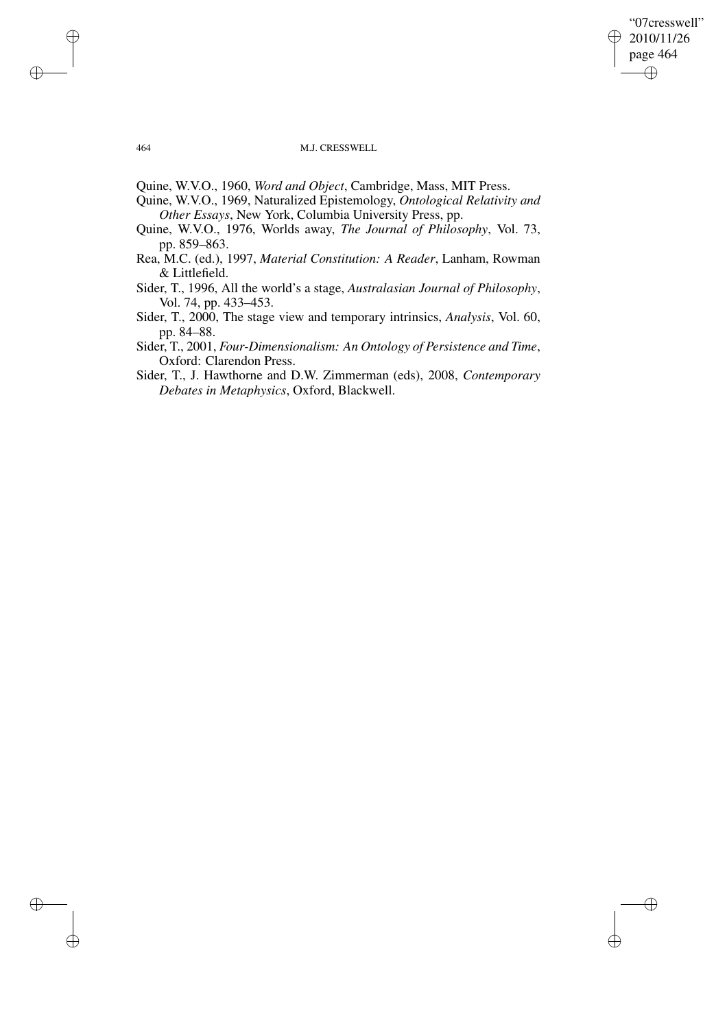Quine, W.V.O., 1960, *Word and Object*, Cambridge, Mass, MIT Press.

Quine, W.V.O., 1969, Naturalized Epistemology, *Ontological Relativity and Other Essays*, New York, Columbia University Press, pp.

Quine, W.V.O., 1976, Worlds away, *The Journal of Philosophy*, Vol. 73, pp. 859–863.

Rea, M.C. (ed.), 1997, *Material Constitution: A Reader*, Lanham, Rowman & Littlefield.

Sider, T., 1996, All the world's a stage, *Australasian Journal of Philosophy*, Vol. 74, pp. 433–453.

Sider, T., 2000, The stage view and temporary intrinsics, *Analysis*, Vol. 60, pp. 84–88.

Sider, T., 2001, *Four-Dimensionalism: An Ontology of Persistence and Time*, Oxford: Clarendon Press.

Sider, T., J. Hawthorne and D.W. Zimmerman (eds), 2008, *Contemporary Debates in Metaphysics*, Oxford, Blackwell.